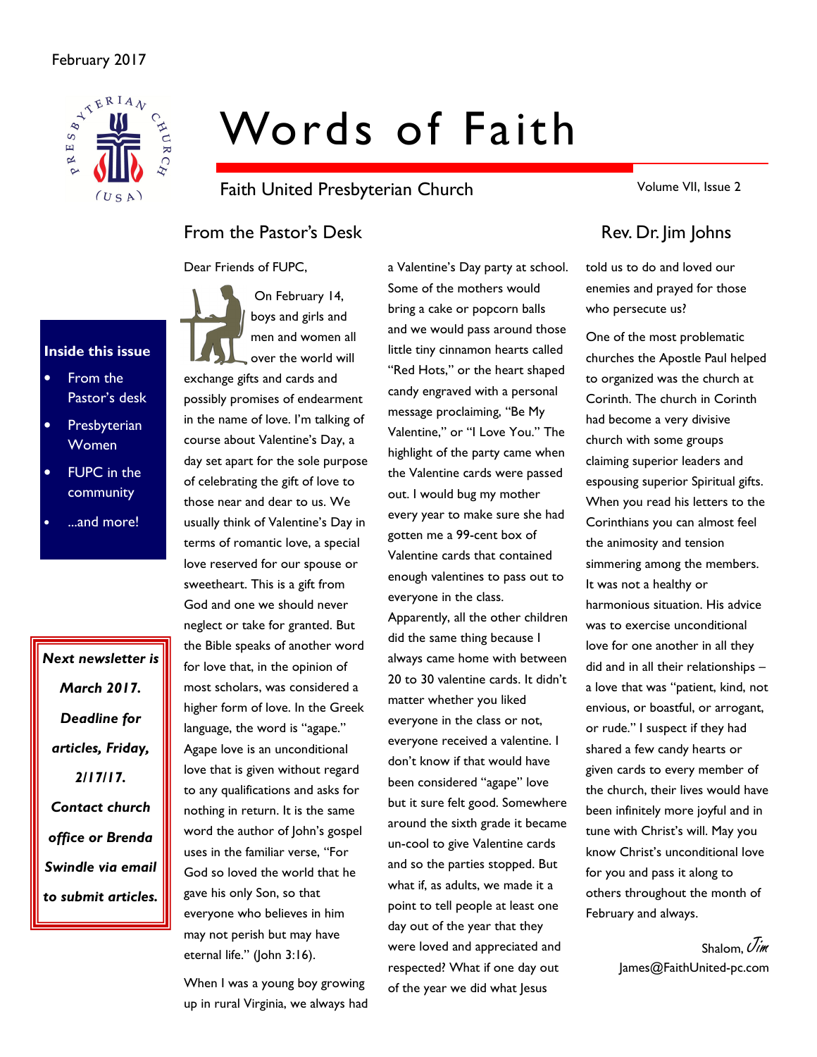February 2017

# Words of Faith

Faith United Presbyterian Church

Volume VII, Issue 2

**Inside this issue**

- From the Pastor's desk
- Presbyterian Women
- FUPC in the community
- ...and more!

***Next newsletter is March 2017. Deadline for articles, Friday, 2/17/17. Contact church office or Brenda Swindle via email to submit articles.***

## From the Pastor's Desk

## Rev. Dr. Jim Johns

Dear Friends of FUPC,

On February 14, boys and girls and men and women all over the world will exchange gifts and cards and possibly promises of endearment in the name of love. I'm talking of course about Valentine's Day, a day set apart for the sole purpose of celebrating the gift of love to those near and dear to us. We usually think of Valentine's Day in terms of romantic love, a special love reserved for our spouse or sweetheart. This is a gift from God and one we should never neglect or take for granted. But the Bible speaks of another word for love that, in the opinion of most scholars, was considered a higher form of love. In the Greek language, the word is "agape." Agape love is an unconditional love that is given without regard to any qualifications and asks for nothing in return. It is the same word the author of John's gospel uses in the familiar verse, "For God so loved the world that he gave his only Son, so that everyone who believes in him may not perish but may have eternal life." (John 3:16).

When I was a young boy growing up in rural Virginia, we always had a Valentine's Day party at school. Some of the mothers would bring a cake or popcorn balls and we would pass around those little tiny cinnamon hearts called "Red Hots," or the heart shaped candy engraved with a personal message proclaiming, "Be My Valentine," or "I Love You." The highlight of the party came when the Valentine cards were passed out. I would bug my mother every year to make sure she had gotten me a 99-cent box of Valentine cards that contained enough valentines to pass out to everyone in the class. Apparently, all the other children did the same thing because I always came home with between 20 to 30 valentine cards. It didn't matter whether you liked everyone in the class or not, everyone received a valentine. I don't know if that would have been considered "agape" love but it sure felt good. Somewhere around the sixth grade it became un-cool to give Valentine cards and so the parties stopped. But what if, as adults, we made it a point to tell people at least one day out of the year that they were loved and appreciated and respected? What if one day out of the year we did what Jesus told us to do and loved our enemies and prayed for those who persecute us?

One of the most problematic churches the Apostle Paul helped to organized was the church at Corinth. The church in Corinth had become a very divisive church with some groups claiming superior leaders and espousing superior Spiritual gifts. When you read his letters to the Corinthians you can almost feel the animosity and tension simmering among the members. It was not a healthy or harmonious situation. His advice was to exercise unconditional love for one another in all they did and in all their relationships – a love that was "patient, kind, not envious, or boastful, or arrogant, or rude." I suspect if they had shared a few candy hearts or given cards to every member of the church, their lives would have been infinitely more joyful and in tune with Christ's will. May you know Christ's unconditional love for you and pass it along to others throughout the month of February and always.

Shalom, *Jim*
James@FaithUnited-pc.com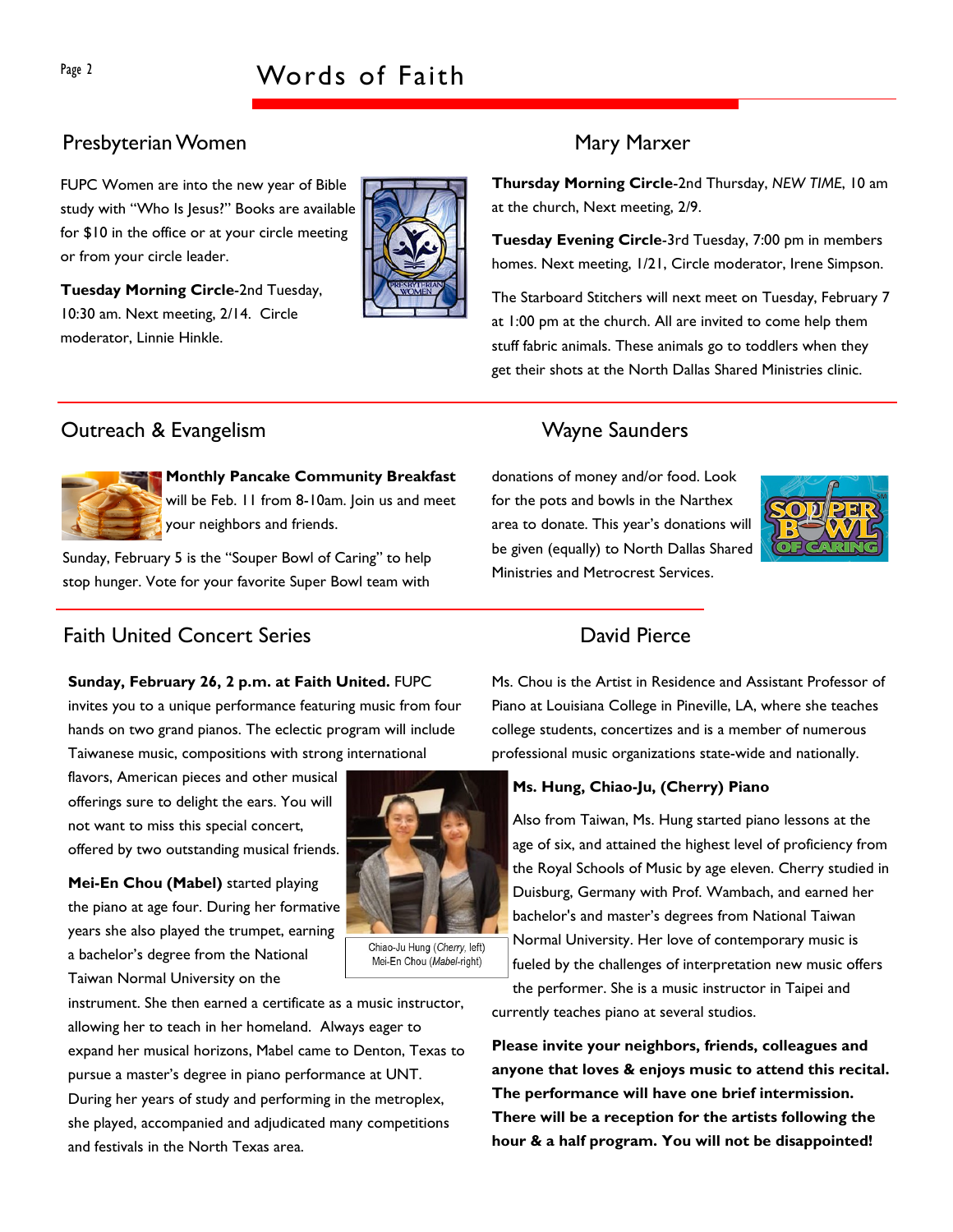## Presbyterian Women

### Mary Marxer

FUPC Women are into the new year of Bible study with "Who Is Jesus?" Books are available for $10 in the office or at your circle meeting or from your circle leader.

**Tuesday Morning Circle**-2nd Tuesday, 10:30 am. Next meeting, 2/14. Circle moderator, Linnie Hinkle.

**Thursday Morning Circle**-2nd Thursday, *NEW TIME*, 10 am at the church, Next meeting, 2/9.

**Tuesday Evening Circle**-3rd Tuesday, 7:00 pm in members homes. Next meeting, 1/21, Circle moderator, Irene Simpson.

The Starboard Stitchers will next meet on Tuesday, February 7 at 1:00 pm at the church. All are invited to come help them stuff fabric animals. These animals go to toddlers when they get their shots at the North Dallas Shared Ministries clinic.

## Outreach & Evangelism

### Wayne Saunders

**Monthly Pancake Community Breakfast** will be Feb. 11 from 8-10am. Join us and meet your neighbors and friends.

Sunday, February 5 is the "Souper Bowl of Caring" to help stop hunger. Vote for your favorite Super Bowl team with donations of money and/or food. Look for the pots and bowls in the Narthex area to donate. This year's donations will be given (equally) to North Dallas Shared Ministries and Metrocrest Services.

## Faith United Concert Series

### David Pierce

**Sunday, February 26, 2 p.m. at Faith United.** FUPC invites you to a unique performance featuring music from four hands on two grand pianos. The eclectic program will include Taiwanese music, compositions with strong international flavors, American pieces and other musical offerings sure to delight the ears. You will not want to miss this special concert, offered by two outstanding musical friends.

**Mei-En Chou (Mabel)** started playing the piano at age four. During her formative years she also played the trumpet, earning a bachelor's degree from the National Taiwan Normal University on the instrument. She then earned a certificate as a music instructor, allowing her to teach in her homeland. Always eager to expand her musical horizons, Mabel came to Denton, Texas to pursue a master's degree in piano performance at UNT. During her years of study and performing in the metroplex, she played, accompanied and adjudicated many competitions and festivals in the North Texas area.

Chiao-Ju Hung (*Cherry*, left)
Mei-En Chou (*Mabel*-right)

Ms. Chou is the Artist in Residence and Assistant Professor of Piano at Louisiana College in Pineville, LA, where she teaches college students, concertizes and is a member of numerous professional music organizations state-wide and nationally.

**Ms. Hung, Chiao-Ju, (Cherry) Piano**

Also from Taiwan, Ms. Hung started piano lessons at the age of six, and attained the highest level of proficiency from the Royal Schools of Music by age eleven. Cherry studied in Duisburg, Germany with Prof. Wambach, and earned her bachelor's and master's degrees from National Taiwan Normal University. Her love of contemporary music is fueled by the challenges of interpretation new music offers the performer. She is a music instructor in Taipei and currently teaches piano at several studios.

**Please invite your neighbors, friends, colleagues and anyone that loves & enjoys music to attend this recital. The performance will have one brief intermission. There will be a reception for the artists following the hour & a half program. You will not be disappointed!**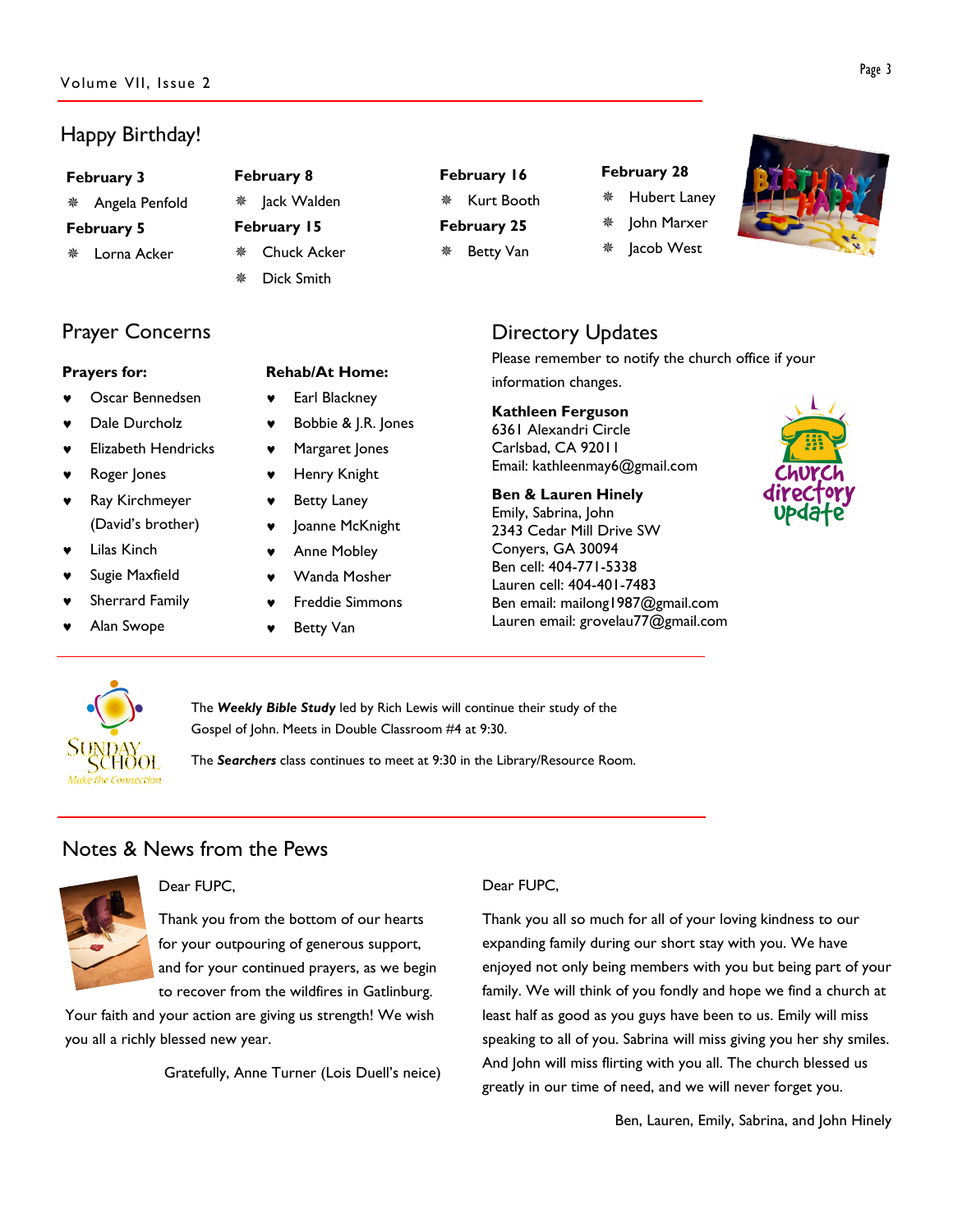## Happy Birthday!

**February 3**
- Angela Penfold

**February 5**
- Lorna Acker

**February 8**
- Jack Walden

**February 15**
- Chuck Acker
- Dick Smith

**February 16**
- Kurt Booth

**February 25**
- Betty Van

**February 28**
- Hubert Laney
- John Marxer
- Jacob West

## Prayer Concerns

**Prayers for:**
- Oscar Bennedsen
- Dale Durcholz
- Elizabeth Hendricks
- Roger Jones
- Ray Kirchmeyer (David's brother)
- Lilas Kinch
- Sugie Maxfield
- Sherrard Family
- Alan Swope

**Rehab/At Home:**
- Earl Blackney
- Bobbie & J.R. Jones
- Margaret Jones
- Henry Knight
- Betty Laney
- Joanne McKnight
- Anne Mobley
- Wanda Mosher
- Freddie Simmons
- Betty Van

## Directory Updates

Please remember to notify the church office if your information changes.

**Kathleen Ferguson**
6361 Alexandri Circle
Carlsbad, CA 92011
Email: kathleenmay6@gmail.com

**Ben & Lauren Hinely**
Emily, Sabrina, John
2343 Cedar Mill Drive SW
Conyers, GA 30094
Ben cell: 404-771-5338
Lauren cell: 404-401-7483
Ben email: mailong1987@gmail.com
Lauren email: grovelau77@gmail.com

The ***Weekly Bible Study*** led by Rich Lewis will continue their study of the Gospel of John. Meets in Double Classroom #4 at 9:30.

The ***Searchers*** class continues to meet at 9:30 in the Library/Resource Room.

## Notes & News from the Pews

Dear FUPC,

Thank you from the bottom of our hearts for your outpouring of generous support, and for your continued prayers, as we begin to recover from the wildfires in Gatlinburg. Your faith and your action are giving us strength! We wish you all a richly blessed new year.

Gratefully, Anne Turner (Lois Duell's neice)

Dear FUPC,

Thank you all so much for all of your loving kindness to our expanding family during our short stay with you. We have enjoyed not only being members with you but being part of your family. We will think of you fondly and hope we find a church at least half as good as you guys have been to us. Emily will miss speaking to all of you. Sabrina will miss giving you her shy smiles. And John will miss flirting with you all. The church blessed us greatly in our time of need, and we will never forget you.

Ben, Lauren, Emily, Sabrina, and John Hinely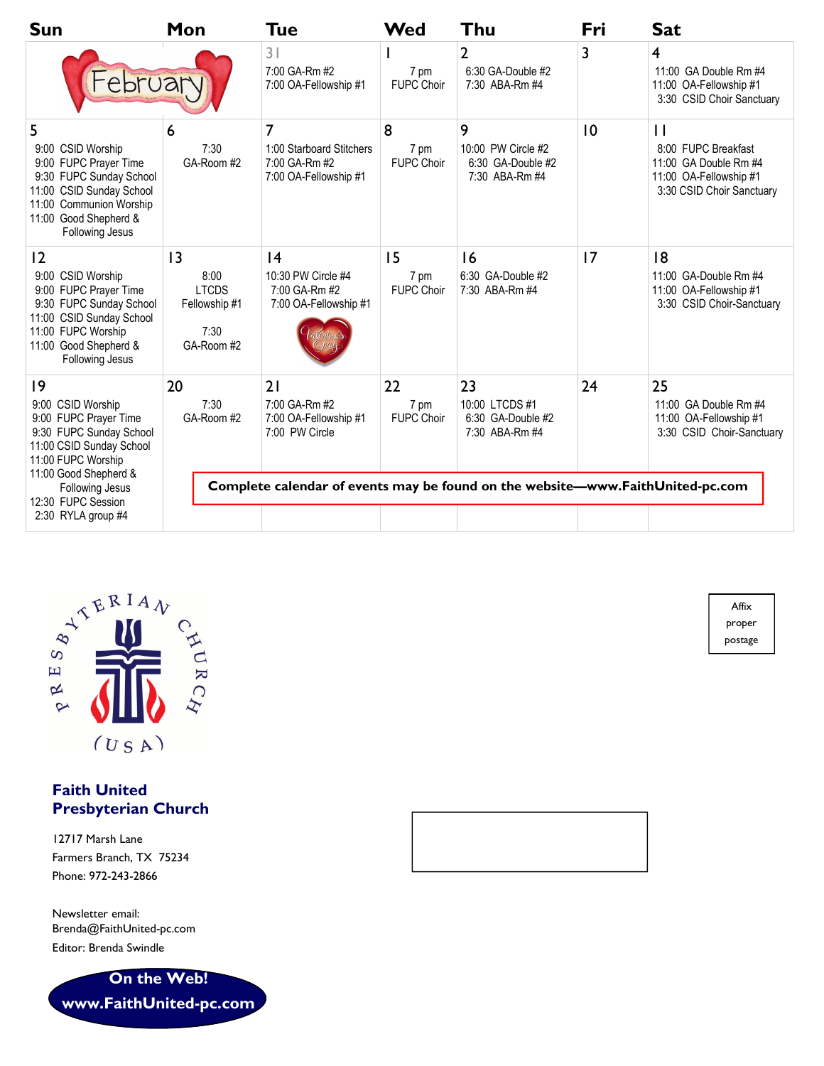| Sun | Mon | Tue | Wed | Thu | Fri | Sat |
|---|---|---|---|---|---|---|
| February | | 31<br>7:00 GA-Rm #2<br>7:00 OA-Fellowship #1 | 1<br>7 pm<br>FUPC Choir | 2<br>6:30 GA-Double #2<br>7:30 ABA-Rm #4 | 3 | 4<br>11:00 GA Double Rm #4<br>11:00 OA-Fellowship #1<br>3:30 CSID Choir Sanctuary |
| 5<br>9:00 CSID Worship<br>9:00 FUPC Prayer Time<br>9:30 FUPC Sunday School<br>11:00 CSID Sunday School<br>11:00 Communion Worship<br>11:00 Good Shepherd & Following Jesus | 6<br>7:30<br>GA-Room #2 | 7<br>1:00 Starboard Stitchers<br>7:00 GA-Rm #2<br>7:00 OA-Fellowship #1 | 8<br>7 pm<br>FUPC Choir | 9<br>10:00 PW Circle #2<br>6:30 GA-Double #2<br>7:30 ABA-Rm #4 | 10 | 11<br>8:00 FUPC Breakfast<br>11:00 GA Double Rm #4<br>11:00 OA-Fellowship #1<br>3:30 CSID Choir Sanctuary |
| 12<br>9:00 CSID Worship<br>9:00 FUPC Prayer Time<br>9:30 FUPC Sunday School<br>11:00 CSID Sunday School<br>11:00 FUPC Worship<br>11:00 Good Shepherd & Following Jesus | 13<br>8:00<br>LTCDS<br>Fellowship #1<br><br>7:30<br>GA-Room #2 | 14<br>10:30 PW Circle #4<br>7:00 GA-Rm #2<br>7:00 OA-Fellowship #1<br>Valentine's Day | 15<br>7 pm<br>FUPC Choir | 16<br>6:30 GA-Double #2<br>7:30 ABA-Rm #4 | 17 | 18<br>11:00 GA-Double Rm #4<br>11:00 OA-Fellowship #1<br>3:30 CSID Choir-Sanctuary |
| 19<br>9:00 CSID Worship<br>9:00 FUPC Prayer Time<br>9:30 FUPC Sunday School<br>11:00 CSID Sunday School<br>11:00 FUPC Worship<br>11:00 Good Shepherd & Following Jesus<br>12:30 FUPC Session<br>2:30 RYLA group #4 | 20<br>7:30<br>GA-Room #2 | 21<br>7:00 GA-Rm #2<br>7:00 OA-Fellowship #1<br>7:00 PW Circle | 22<br>7 pm<br>FUPC Choir | 23<br>10:00 LTCDS #1<br>6:30 GA-Double #2<br>7:30 ABA-Rm #4 | 24 | 25<br>11:00 GA Double Rm #4<br>11:00 OA-Fellowship #1<br>3:30 CSID Choir-Sanctuary |

**Complete calendar of events may be found on the website—www.FaithUnited-pc.com**

PRESBYTERIAN CHURCH (USA)

Affix proper postage

**Faith United Presbyterian Church**

12717 Marsh Lane
Farmers Branch, TX 75234
Phone: 972-243-2866

Newsletter email:
Brenda@FaithUnited-pc.com
Editor: Brenda Swindle

**On the Web!**
**www.FaithUnited-pc.com**